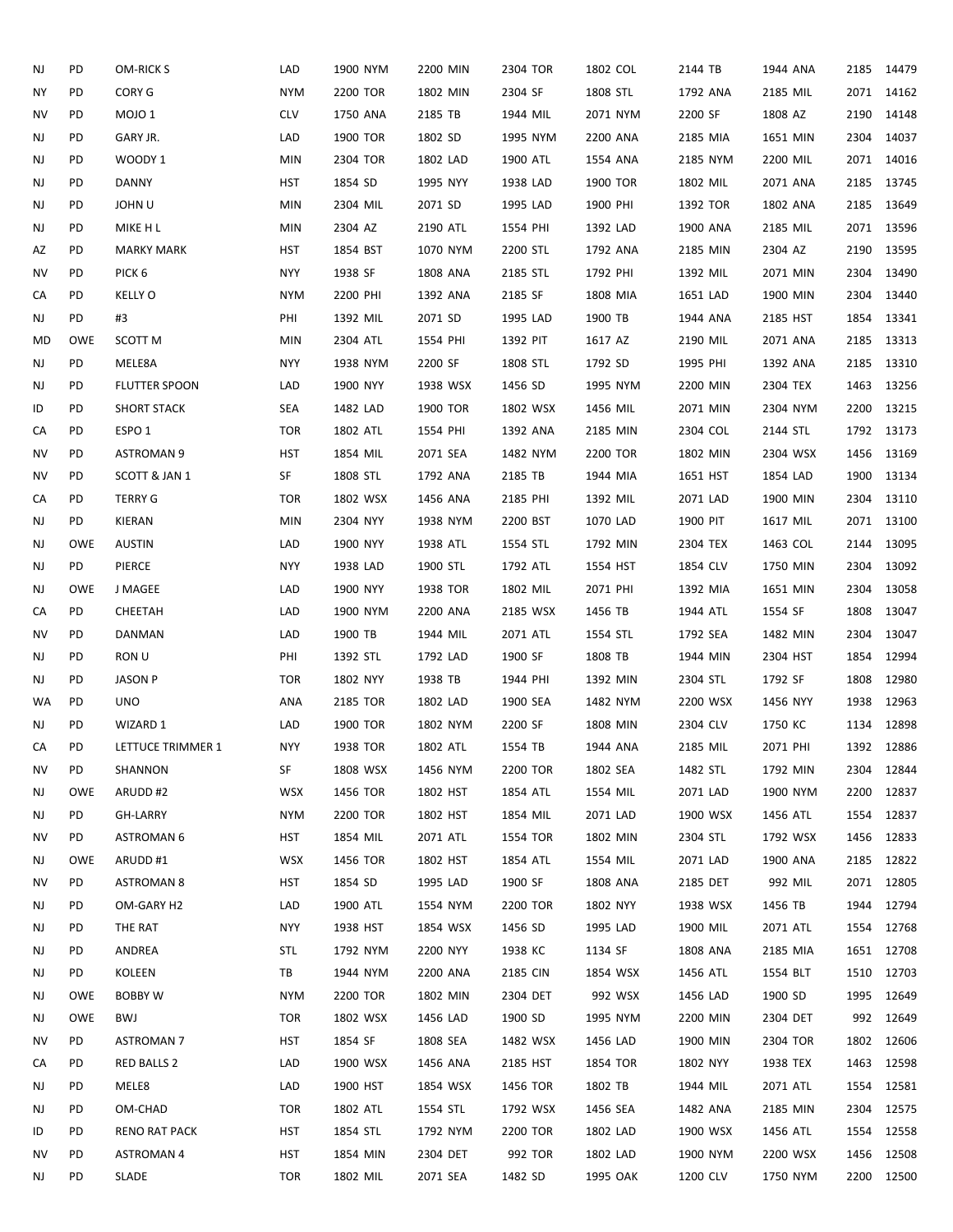| | | | | | | | | | | | | | | | | | | | |
|---|---|---|---|---|---|---|---|---|---|---|---|---|---|---|---|---|---|---|---|
| NJ | PD | OM-RICK S | LAD | 1900 | NYM | 2200 | MIN | 2304 | TOR | 1802 | COL | 2144 | TB | 1944 | ANA | 2185 | 14479 |
| NY | PD | CORY G | NYM | 2200 | TOR | 1802 | MIN | 2304 | SF | 1808 | STL | 1792 | ANA | 2185 | MIL | 2071 | 14162 |
| NV | PD | MOJO 1 | CLV | 1750 | ANA | 2185 | TB | 1944 | MIL | 2071 | NYM | 2200 | SF | 1808 | AZ | 2190 | 14148 |
| NJ | PD | GARY JR. | LAD | 1900 | TOR | 1802 | SD | 1995 | NYM | 2200 | ANA | 2185 | MIA | 1651 | MIN | 2304 | 14037 |
| NJ | PD | WOODY 1 | MIN | 2304 | TOR | 1802 | LAD | 1900 | ATL | 1554 | ANA | 2185 | NYM | 2200 | MIL | 2071 | 14016 |
| NJ | PD | DANNY | HST | 1854 | SD | 1995 | NYY | 1938 | LAD | 1900 | TOR | 1802 | MIL | 2071 | ANA | 2185 | 13745 |
| NJ | PD | JOHN U | MIN | 2304 | MIL | 2071 | SD | 1995 | LAD | 1900 | PHI | 1392 | TOR | 1802 | ANA | 2185 | 13649 |
| NJ | PD | MIKE H L | MIN | 2304 | AZ | 2190 | ATL | 1554 | PHI | 1392 | LAD | 1900 | ANA | 2185 | MIL | 2071 | 13596 |
| AZ | PD | MARKY MARK | HST | 1854 | BST | 1070 | NYM | 2200 | STL | 1792 | ANA | 2185 | MIN | 2304 | AZ | 2190 | 13595 |
| NV | PD | PICK 6 | NYY | 1938 | SF | 1808 | ANA | 2185 | STL | 1792 | PHI | 1392 | MIL | 2071 | MIN | 2304 | 13490 |
| CA | PD | KELLY O | NYM | 2200 | PHI | 1392 | ANA | 2185 | SF | 1808 | MIA | 1651 | LAD | 1900 | MIN | 2304 | 13440 |
| NJ | PD | #3 | PHI | 1392 | MIL | 2071 | SD | 1995 | LAD | 1900 | TB | 1944 | ANA | 2185 | HST | 1854 | 13341 |
| MD | OWE | SCOTT M | MIN | 2304 | ATL | 1554 | PHI | 1392 | PIT | 1617 | AZ | 2190 | MIL | 2071 | ANA | 2185 | 13313 |
| NJ | PD | MELE8A | NYY | 1938 | NYM | 2200 | SF | 1808 | STL | 1792 | SD | 1995 | PHI | 1392 | ANA | 2185 | 13310 |
| NJ | PD | FLUTTER SPOON | LAD | 1900 | NYY | 1938 | WSX | 1456 | SD | 1995 | NYM | 2200 | MIN | 2304 | TEX | 1463 | 13256 |
| ID | PD | SHORT STACK | SEA | 1482 | LAD | 1900 | TOR | 1802 | WSX | 1456 | MIL | 2071 | MIN | 2304 | NYM | 2200 | 13215 |
| CA | PD | ESPO 1 | TOR | 1802 | ATL | 1554 | PHI | 1392 | ANA | 2185 | MIN | 2304 | COL | 2144 | STL | 1792 | 13173 |
| NV | PD | ASTROMAN 9 | HST | 1854 | MIL | 2071 | SEA | 1482 | NYM | 2200 | TOR | 1802 | MIN | 2304 | WSX | 1456 | 13169 |
| NV | PD | SCOTT & JAN 1 | SF | 1808 | STL | 1792 | ANA | 2185 | TB | 1944 | MIA | 1651 | HST | 1854 | LAD | 1900 | 13134 |
| CA | PD | TERRY G | TOR | 1802 | WSX | 1456 | ANA | 2185 | PHI | 1392 | MIL | 2071 | LAD | 1900 | MIN | 2304 | 13110 |
| NJ | PD | KIERAN | MIN | 2304 | NYY | 1938 | NYM | 2200 | BST | 1070 | LAD | 1900 | PIT | 1617 | MIL | 2071 | 13100 |
| NJ | OWE | AUSTIN | LAD | 1900 | NYY | 1938 | ATL | 1554 | STL | 1792 | MIN | 2304 | TEX | 1463 | COL | 2144 | 13095 |
| NJ | PD | PIERCE | NYY | 1938 | LAD | 1900 | STL | 1792 | ATL | 1554 | HST | 1854 | CLV | 1750 | MIN | 2304 | 13092 |
| NJ | OWE | J MAGEE | LAD | 1900 | NYY | 1938 | TOR | 1802 | MIL | 2071 | PHI | 1392 | MIA | 1651 | MIN | 2304 | 13058 |
| CA | PD | CHEETAH | LAD | 1900 | NYM | 2200 | ANA | 2185 | WSX | 1456 | TB | 1944 | ATL | 1554 | SF | 1808 | 13047 |
| NV | PD | DANMAN | LAD | 1900 | TB | 1944 | MIL | 2071 | ATL | 1554 | STL | 1792 | SEA | 1482 | MIN | 2304 | 13047 |
| NJ | PD | RON U | PHI | 1392 | STL | 1792 | LAD | 1900 | SF | 1808 | TB | 1944 | MIN | 2304 | HST | 1854 | 12994 |
| NJ | PD | JASON P | TOR | 1802 | NYY | 1938 | TB | 1944 | PHI | 1392 | MIN | 2304 | STL | 1792 | SF | 1808 | 12980 |
| WA | PD | UNO | ANA | 2185 | TOR | 1802 | LAD | 1900 | SEA | 1482 | NYM | 2200 | WSX | 1456 | NYY | 1938 | 12963 |
| NJ | PD | WIZARD 1 | LAD | 1900 | TOR | 1802 | NYM | 2200 | SF | 1808 | MIN | 2304 | CLV | 1750 | KC | 1134 | 12898 |
| CA | PD | LETTUCE TRIMMER 1 | NYY | 1938 | TOR | 1802 | ATL | 1554 | TB | 1944 | ANA | 2185 | MIL | 2071 | PHI | 1392 | 12886 |
| NV | PD | SHANNON | SF | 1808 | WSX | 1456 | NYM | 2200 | TOR | 1802 | SEA | 1482 | STL | 1792 | MIN | 2304 | 12844 |
| NJ | OWE | ARUDD #2 | WSX | 1456 | TOR | 1802 | HST | 1854 | ATL | 1554 | MIL | 2071 | LAD | 1900 | NYM | 2200 | 12837 |
| NJ | PD | GH-LARRY | NYM | 2200 | TOR | 1802 | HST | 1854 | MIL | 2071 | LAD | 1900 | WSX | 1456 | ATL | 1554 | 12837 |
| NV | PD | ASTROMAN 6 | HST | 1854 | MIL | 2071 | ATL | 1554 | TOR | 1802 | MIN | 2304 | STL | 1792 | WSX | 1456 | 12833 |
| NJ | OWE | ARUDD #1 | WSX | 1456 | TOR | 1802 | HST | 1854 | ATL | 1554 | MIL | 2071 | LAD | 1900 | ANA | 2185 | 12822 |
| NV | PD | ASTROMAN 8 | HST | 1854 | SD | 1995 | LAD | 1900 | SF | 1808 | ANA | 2185 | DET | 992 | MIL | 2071 | 12805 |
| NJ | PD | OM-GARY H2 | LAD | 1900 | ATL | 1554 | NYM | 2200 | TOR | 1802 | NYY | 1938 | WSX | 1456 | TB | 1944 | 12794 |
| NJ | PD | THE RAT | NYY | 1938 | HST | 1854 | WSX | 1456 | SD | 1995 | LAD | 1900 | MIL | 2071 | ATL | 1554 | 12768 |
| NJ | PD | ANDREA | STL | 1792 | NYM | 2200 | NYY | 1938 | KC | 1134 | SF | 1808 | ANA | 2185 | MIA | 1651 | 12708 |
| NJ | PD | KOLEEN | TB | 1944 | NYM | 2200 | ANA | 2185 | CIN | 1854 | WSX | 1456 | ATL | 1554 | BLT | 1510 | 12703 |
| NJ | OWE | BOBBY W | NYM | 2200 | TOR | 1802 | MIN | 2304 | DET | 992 | WSX | 1456 | LAD | 1900 | SD | 1995 | 12649 |
| NJ | OWE | BWJ | TOR | 1802 | WSX | 1456 | LAD | 1900 | SD | 1995 | NYM | 2200 | MIN | 2304 | DET | 992 | 12649 |
| NV | PD | ASTROMAN 7 | HST | 1854 | SF | 1808 | SEA | 1482 | WSX | 1456 | LAD | 1900 | MIN | 2304 | TOR | 1802 | 12606 |
| CA | PD | RED BALLS 2 | LAD | 1900 | WSX | 1456 | ANA | 2185 | HST | 1854 | TOR | 1802 | NYY | 1938 | TEX | 1463 | 12598 |
| NJ | PD | MELE8 | LAD | 1900 | HST | 1854 | WSX | 1456 | TOR | 1802 | TB | 1944 | MIL | 2071 | ATL | 1554 | 12581 |
| NJ | PD | OM-CHAD | TOR | 1802 | ATL | 1554 | STL | 1792 | WSX | 1456 | SEA | 1482 | ANA | 2185 | MIN | 2304 | 12575 |
| ID | PD | RENO RAT PACK | HST | 1854 | STL | 1792 | NYM | 2200 | TOR | 1802 | LAD | 1900 | WSX | 1456 | ATL | 1554 | 12558 |
| NV | PD | ASTROMAN 4 | HST | 1854 | MIN | 2304 | DET | 992 | TOR | 1802 | LAD | 1900 | NYM | 2200 | WSX | 1456 | 12508 |
| NJ | PD | SLADE | TOR | 1802 | MIL | 2071 | SEA | 1482 | SD | 1995 | OAK | 1200 | CLV | 1750 | NYM | 2200 | 12500 |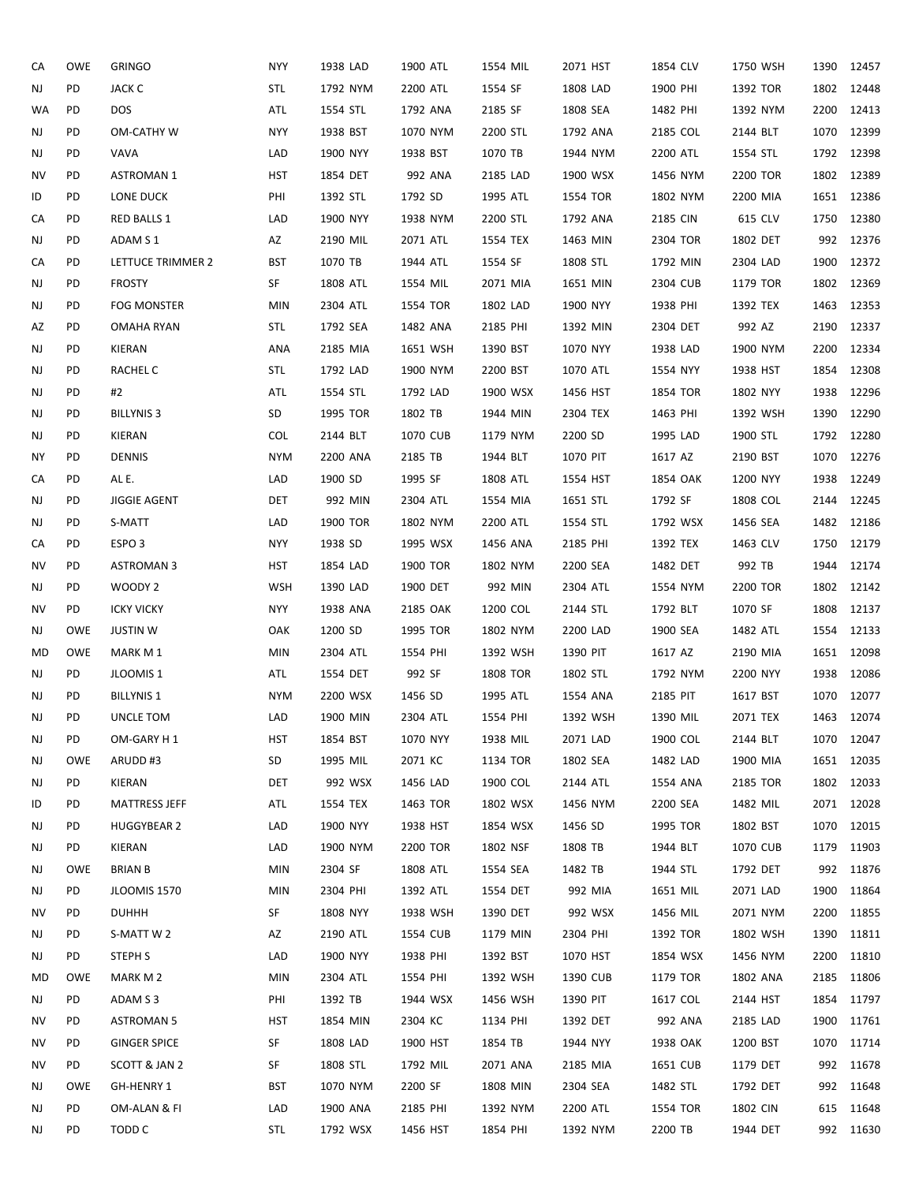| | | | | | | | | | | | | | | | | | | | | |
|---|---|---|---|---|---|---|---|---|---|---|---|---|---|---|---|---|---|---|---|---|
| CA | OWE | GRINGO | NYY | 1938 | LAD | 1900 | ATL | 1554 | MIL | 2071 | HST | 1854 | CLV | 1750 | WSH | 1390 | 12457 |
| NJ | PD | JACK C | STL | 1792 | NYM | 2200 | ATL | 1554 | SF | 1808 | LAD | 1900 | PHI | 1392 | TOR | 1802 | 12448 |
| WA | PD | DOS | ATL | 1554 | STL | 1792 | ANA | 2185 | SF | 1808 | SEA | 1482 | PHI | 1392 | NYM | 2200 | 12413 |
| NJ | PD | OM-CATHY W | NYY | 1938 | BST | 1070 | NYM | 2200 | STL | 1792 | ANA | 2185 | COL | 2144 | BLT | 1070 | 12399 |
| NJ | PD | VAVA | LAD | 1900 | NYY | 1938 | BST | 1070 | TB | 1944 | NYM | 2200 | ATL | 1554 | STL | 1792 | 12398 |
| NV | PD | ASTROMAN 1 | HST | 1854 | DET | 992 | ANA | 2185 | LAD | 1900 | WSX | 1456 | NYM | 2200 | TOR | 1802 | 12389 |
| ID | PD | LONE DUCK | PHI | 1392 | STL | 1792 | SD | 1995 | ATL | 1554 | TOR | 1802 | NYM | 2200 | MIA | 1651 | 12386 |
| CA | PD | RED BALLS 1 | LAD | 1900 | NYY | 1938 | NYM | 2200 | STL | 1792 | ANA | 2185 | CIN | 615 | CLV | 1750 | 12380 |
| NJ | PD | ADAM S 1 | AZ | 2190 | MIL | 2071 | ATL | 1554 | TEX | 1463 | MIN | 2304 | TOR | 1802 | DET | 992 | 12376 |
| CA | PD | LETTUCE TRIMMER 2 | BST | 1070 | TB | 1944 | ATL | 1554 | SF | 1808 | STL | 1792 | MIN | 2304 | LAD | 1900 | 12372 |
| NJ | PD | FROSTY | SF | 1808 | ATL | 1554 | MIL | 2071 | MIA | 1651 | MIN | 2304 | CUB | 1179 | TOR | 1802 | 12369 |
| NJ | PD | FOG MONSTER | MIN | 2304 | ATL | 1554 | TOR | 1802 | LAD | 1900 | NYY | 1938 | PHI | 1392 | TEX | 1463 | 12353 |
| AZ | PD | OMAHA RYAN | STL | 1792 | SEA | 1482 | ANA | 2185 | PHI | 1392 | MIN | 2304 | DET | 992 | AZ | 2190 | 12337 |
| NJ | PD | KIERAN | ANA | 2185 | MIA | 1651 | WSH | 1390 | BST | 1070 | NYY | 1938 | LAD | 1900 | NYM | 2200 | 12334 |
| NJ | PD | RACHEL C | STL | 1792 | LAD | 1900 | NYM | 2200 | BST | 1070 | ATL | 1554 | NYY | 1938 | HST | 1854 | 12308 |
| NJ | PD | #2 | ATL | 1554 | STL | 1792 | LAD | 1900 | WSX | 1456 | HST | 1854 | TOR | 1802 | NYY | 1938 | 12296 |
| NJ | PD | BILLYNIS 3 | SD | 1995 | TOR | 1802 | TB | 1944 | MIN | 2304 | TEX | 1463 | PHI | 1392 | WSH | 1390 | 12290 |
| NJ | PD | KIERAN | COL | 2144 | BLT | 1070 | CUB | 1179 | NYM | 2200 | SD | 1995 | LAD | 1900 | STL | 1792 | 12280 |
| NY | PD | DENNIS | NYM | 2200 | ANA | 2185 | TB | 1944 | BLT | 1070 | PIT | 1617 | AZ | 2190 | BST | 1070 | 12276 |
| CA | PD | AL E. | LAD | 1900 | SD | 1995 | SF | 1808 | ATL | 1554 | HST | 1854 | OAK | 1200 | NYY | 1938 | 12249 |
| NJ | PD | JIGGIE AGENT | DET | 992 | MIN | 2304 | ATL | 1554 | MIA | 1651 | STL | 1792 | SF | 1808 | COL | 2144 | 12245 |
| NJ | PD | S-MATT | LAD | 1900 | TOR | 1802 | NYM | 2200 | ATL | 1554 | STL | 1792 | WSX | 1456 | SEA | 1482 | 12186 |
| CA | PD | ESPO 3 | NYY | 1938 | SD | 1995 | WSX | 1456 | ANA | 2185 | PHI | 1392 | TEX | 1463 | CLV | 1750 | 12179 |
| NV | PD | ASTROMAN 3 | HST | 1854 | LAD | 1900 | TOR | 1802 | NYM | 2200 | SEA | 1482 | DET | 992 | TB | 1944 | 12174 |
| NJ | PD | WOODY 2 | WSH | 1390 | LAD | 1900 | DET | 992 | MIN | 2304 | ATL | 1554 | NYM | 2200 | TOR | 1802 | 12142 |
| NV | PD | ICKY VICKY | NYY | 1938 | ANA | 2185 | OAK | 1200 | COL | 2144 | STL | 1792 | BLT | 1070 | SF | 1808 | 12137 |
| NJ | OWE | JUSTIN W | OAK | 1200 | SD | 1995 | TOR | 1802 | NYM | 2200 | LAD | 1900 | SEA | 1482 | ATL | 1554 | 12133 |
| MD | OWE | MARK M 1 | MIN | 2304 | ATL | 1554 | PHI | 1392 | WSH | 1390 | PIT | 1617 | AZ | 2190 | MIA | 1651 | 12098 |
| NJ | PD | JLOOMIS 1 | ATL | 1554 | DET | 992 | SF | 1808 | TOR | 1802 | STL | 1792 | NYM | 2200 | NYY | 1938 | 12086 |
| NJ | PD | BILLYNIS 1 | NYM | 2200 | WSX | 1456 | SD | 1995 | ATL | 1554 | ANA | 2185 | PIT | 1617 | BST | 1070 | 12077 |
| NJ | PD | UNCLE TOM | LAD | 1900 | MIN | 2304 | ATL | 1554 | PHI | 1392 | WSH | 1390 | MIL | 2071 | TEX | 1463 | 12074 |
| NJ | PD | OM-GARY H 1 | HST | 1854 | BST | 1070 | NYY | 1938 | MIL | 2071 | LAD | 1900 | COL | 2144 | BLT | 1070 | 12047 |
| NJ | OWE | ARUDD #3 | SD | 1995 | MIL | 2071 | KC | 1134 | TOR | 1802 | SEA | 1482 | LAD | 1900 | MIA | 1651 | 12035 |
| NJ | PD | KIERAN | DET | 992 | WSX | 1456 | LAD | 1900 | COL | 2144 | ATL | 1554 | ANA | 2185 | TOR | 1802 | 12033 |
| ID | PD | MATTRESS JEFF | ATL | 1554 | TEX | 1463 | TOR | 1802 | WSX | 1456 | NYM | 2200 | SEA | 1482 | MIL | 2071 | 12028 |
| NJ | PD | HUGGYBEAR 2 | LAD | 1900 | NYY | 1938 | HST | 1854 | WSX | 1456 | SD | 1995 | TOR | 1802 | BST | 1070 | 12015 |
| NJ | PD | KIERAN | LAD | 1900 | NYM | 2200 | TOR | 1802 | NSF | 1808 | TB | 1944 | BLT | 1070 | CUB | 1179 | 11903 |
| NJ | OWE | BRIAN B | MIN | 2304 | SF | 1808 | ATL | 1554 | SEA | 1482 | TB | 1944 | STL | 1792 | DET | 992 | 11876 |
| NJ | PD | JLOOMIS 1570 | MIN | 2304 | PHI | 1392 | ATL | 1554 | DET | 992 | MIA | 1651 | MIL | 2071 | LAD | 1900 | 11864 |
| NV | PD | DUHHH | SF | 1808 | NYY | 1938 | WSH | 1390 | DET | 992 | WSX | 1456 | MIL | 2071 | NYM | 2200 | 11855 |
| NJ | PD | S-MATT W 2 | AZ | 2190 | ATL | 1554 | CUB | 1179 | MIN | 2304 | PHI | 1392 | TOR | 1802 | WSH | 1390 | 11811 |
| NJ | PD | STEPH S | LAD | 1900 | NYY | 1938 | PHI | 1392 | BST | 1070 | HST | 1854 | WSX | 1456 | NYM | 2200 | 11810 |
| MD | OWE | MARK M 2 | MIN | 2304 | ATL | 1554 | PHI | 1392 | WSH | 1390 | CUB | 1179 | TOR | 1802 | ANA | 2185 | 11806 |
| NJ | PD | ADAM S 3 | PHI | 1392 | TB | 1944 | WSX | 1456 | WSH | 1390 | PIT | 1617 | COL | 2144 | HST | 1854 | 11797 |
| NV | PD | ASTROMAN 5 | HST | 1854 | MIN | 2304 | KC | 1134 | PHI | 1392 | DET | 992 | ANA | 2185 | LAD | 1900 | 11761 |
| NV | PD | GINGER SPICE | SF | 1808 | LAD | 1900 | HST | 1854 | TB | 1944 | NYY | 1938 | OAK | 1200 | BST | 1070 | 11714 |
| NV | PD | SCOTT & JAN 2 | SF | 1808 | STL | 1792 | MIL | 2071 | ANA | 2185 | MIA | 1651 | CUB | 1179 | DET | 992 | 11678 |
| NJ | OWE | GH-HENRY 1 | BST | 1070 | NYM | 2200 | SF | 1808 | MIN | 2304 | SEA | 1482 | STL | 1792 | DET | 992 | 11648 |
| NJ | PD | OM-ALAN & FI | LAD | 1900 | ANA | 2185 | PHI | 1392 | NYM | 2200 | ATL | 1554 | TOR | 1802 | CIN | 615 | 11648 |
| NJ | PD | TODD C | STL | 1792 | WSX | 1456 | HST | 1854 | PHI | 1392 | NYM | 2200 | TB | 1944 | DET | 992 | 11630 |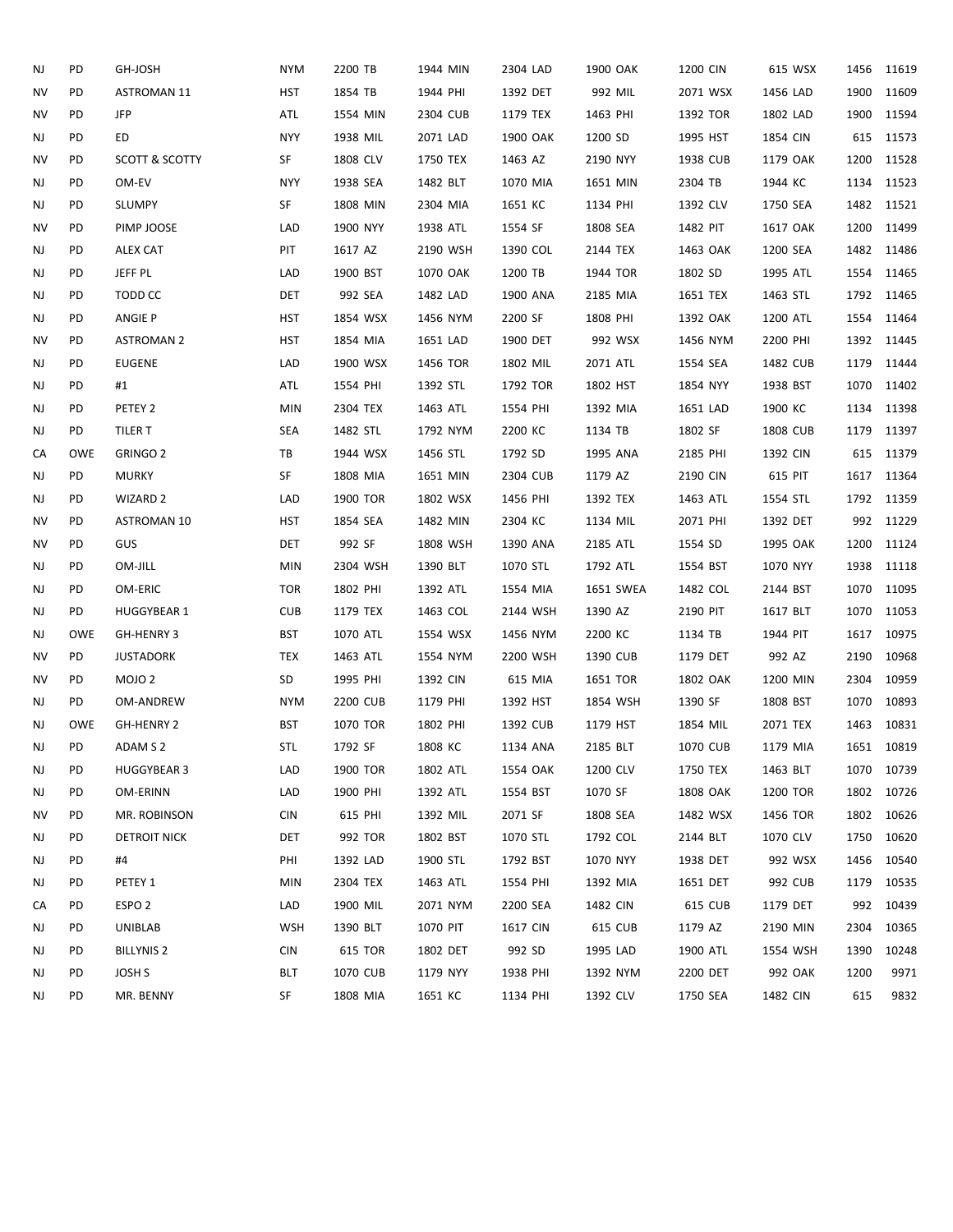| | | | | | | | | | | | |
|---|---|---|---|---|---|---|---|---|---|---|---|
| NJ | PD | GH-JOSH | NYM | 2200 TB | 1944 MIN | 2304 LAD | 1900 OAK | 1200 CIN | 615 WSX | 1456 | 11619 |
| NV | PD | ASTROMAN 11 | HST | 1854 TB | 1944 PHI | 1392 DET | 992 MIL | 2071 WSX | 1456 LAD | 1900 | 11609 |
| NV | PD | JFP | ATL | 1554 MIN | 2304 CUB | 1179 TEX | 1463 PHI | 1392 TOR | 1802 LAD | 1900 | 11594 |
| NJ | PD | ED | NYY | 1938 MIL | 2071 LAD | 1900 OAK | 1200 SD | 1995 HST | 1854 CIN | 615 | 11573 |
| NV | PD | SCOTT & SCOTTY | SF | 1808 CLV | 1750 TEX | 1463 AZ | 2190 NYY | 1938 CUB | 1179 OAK | 1200 | 11528 |
| NJ | PD | OM-EV | NYY | 1938 SEA | 1482 BLT | 1070 MIA | 1651 MIN | 2304 TB | 1944 KC | 1134 | 11523 |
| NJ | PD | SLUMPY | SF | 1808 MIN | 2304 MIA | 1651 KC | 1134 PHI | 1392 CLV | 1750 SEA | 1482 | 11521 |
| NV | PD | PIMP JOOSE | LAD | 1900 NYY | 1938 ATL | 1554 SF | 1808 SEA | 1482 PIT | 1617 OAK | 1200 | 11499 |
| NJ | PD | ALEX CAT | PIT | 1617 AZ | 2190 WSH | 1390 COL | 2144 TEX | 1463 OAK | 1200 SEA | 1482 | 11486 |
| NJ | PD | JEFF PL | LAD | 1900 BST | 1070 OAK | 1200 TB | 1944 TOR | 1802 SD | 1995 ATL | 1554 | 11465 |
| NJ | PD | TODD CC | DET | 992 SEA | 1482 LAD | 1900 ANA | 2185 MIA | 1651 TEX | 1463 STL | 1792 | 11465 |
| NJ | PD | ANGIE P | HST | 1854 WSX | 1456 NYM | 2200 SF | 1808 PHI | 1392 OAK | 1200 ATL | 1554 | 11464 |
| NV | PD | ASTROMAN 2 | HST | 1854 MIA | 1651 LAD | 1900 DET | 992 WSX | 1456 NYM | 2200 PHI | 1392 | 11445 |
| NJ | PD | EUGENE | LAD | 1900 WSX | 1456 TOR | 1802 MIL | 2071 ATL | 1554 SEA | 1482 CUB | 1179 | 11444 |
| NJ | PD | #1 | ATL | 1554 PHI | 1392 STL | 1792 TOR | 1802 HST | 1854 NYY | 1938 BST | 1070 | 11402 |
| NJ | PD | PETEY 2 | MIN | 2304 TEX | 1463 ATL | 1554 PHI | 1392 MIA | 1651 LAD | 1900 KC | 1134 | 11398 |
| NJ | PD | TILER T | SEA | 1482 STL | 1792 NYM | 2200 KC | 1134 TB | 1802 SF | 1808 CUB | 1179 | 11397 |
| CA | OWE | GRINGO 2 | TB | 1944 WSX | 1456 STL | 1792 SD | 1995 ANA | 2185 PHI | 1392 CIN | 615 | 11379 |
| NJ | PD | MURKY | SF | 1808 MIA | 1651 MIN | 2304 CUB | 1179 AZ | 2190 CIN | 615 PIT | 1617 | 11364 |
| NJ | PD | WIZARD 2 | LAD | 1900 TOR | 1802 WSX | 1456 PHI | 1392 TEX | 1463 ATL | 1554 STL | 1792 | 11359 |
| NV | PD | ASTROMAN 10 | HST | 1854 SEA | 1482 MIN | 2304 KC | 1134 MIL | 2071 PHI | 1392 DET | 992 | 11229 |
| NV | PD | GUS | DET | 992 SF | 1808 WSH | 1390 ANA | 2185 ATL | 1554 SD | 1995 OAK | 1200 | 11124 |
| NJ | PD | OM-JILL | MIN | 2304 WSH | 1390 BLT | 1070 STL | 1792 ATL | 1554 BST | 1070 NYY | 1938 | 11118 |
| NJ | PD | OM-ERIC | TOR | 1802 PHI | 1392 ATL | 1554 MIA | 1651 SWEA | 1482 COL | 2144 BST | 1070 | 11095 |
| NJ | PD | HUGGYBEAR 1 | CUB | 1179 TEX | 1463 COL | 2144 WSH | 1390 AZ | 2190 PIT | 1617 BLT | 1070 | 11053 |
| NJ | OWE | GH-HENRY 3 | BST | 1070 ATL | 1554 WSX | 1456 NYM | 2200 KC | 1134 TB | 1944 PIT | 1617 | 10975 |
| NV | PD | JUSTADORK | TEX | 1463 ATL | 1554 NYM | 2200 WSH | 1390 CUB | 1179 DET | 992 AZ | 2190 | 10968 |
| NV | PD | MOJO 2 | SD | 1995 PHI | 1392 CIN | 615 MIA | 1651 TOR | 1802 OAK | 1200 MIN | 2304 | 10959 |
| NJ | PD | OM-ANDREW | NYM | 2200 CUB | 1179 PHI | 1392 HST | 1854 WSH | 1390 SF | 1808 BST | 1070 | 10893 |
| NJ | OWE | GH-HENRY 2 | BST | 1070 TOR | 1802 PHI | 1392 CUB | 1179 HST | 1854 MIL | 2071 TEX | 1463 | 10831 |
| NJ | PD | ADAM S 2 | STL | 1792 SF | 1808 KC | 1134 ANA | 2185 BLT | 1070 CUB | 1179 MIA | 1651 | 10819 |
| NJ | PD | HUGGYBEAR 3 | LAD | 1900 TOR | 1802 ATL | 1554 OAK | 1200 CLV | 1750 TEX | 1463 BLT | 1070 | 10739 |
| NJ | PD | OM-ERINN | LAD | 1900 PHI | 1392 ATL | 1554 BST | 1070 SF | 1808 OAK | 1200 TOR | 1802 | 10726 |
| NV | PD | MR. ROBINSON | CIN | 615 PHI | 1392 MIL | 2071 SF | 1808 SEA | 1482 WSX | 1456 TOR | 1802 | 10626 |
| NJ | PD | DETROIT NICK | DET | 992 TOR | 1802 BST | 1070 STL | 1792 COL | 2144 BLT | 1070 CLV | 1750 | 10620 |
| NJ | PD | #4 | PHI | 1392 LAD | 1900 STL | 1792 BST | 1070 NYY | 1938 DET | 992 WSX | 1456 | 10540 |
| NJ | PD | PETEY 1 | MIN | 2304 TEX | 1463 ATL | 1554 PHI | 1392 MIA | 1651 DET | 992 CUB | 1179 | 10535 |
| CA | PD | ESPO 2 | LAD | 1900 MIL | 2071 NYM | 2200 SEA | 1482 CIN | 615 CUB | 1179 DET | 992 | 10439 |
| NJ | PD | UNIBLAB | WSH | 1390 BLT | 1070 PIT | 1617 CIN | 615 CUB | 1179 AZ | 2190 MIN | 2304 | 10365 |
| NJ | PD | BILLYNIS 2 | CIN | 615 TOR | 1802 DET | 992 SD | 1995 LAD | 1900 ATL | 1554 WSH | 1390 | 10248 |
| NJ | PD | JOSH S | BLT | 1070 CUB | 1179 NYY | 1938 PHI | 1392 NYM | 2200 DET | 992 OAK | 1200 | 9971 |
| NJ | PD | MR. BENNY | SF | 1808 MIA | 1651 KC | 1134 PHI | 1392 CLV | 1750 SEA | 1482 CIN | 615 | 9832 |